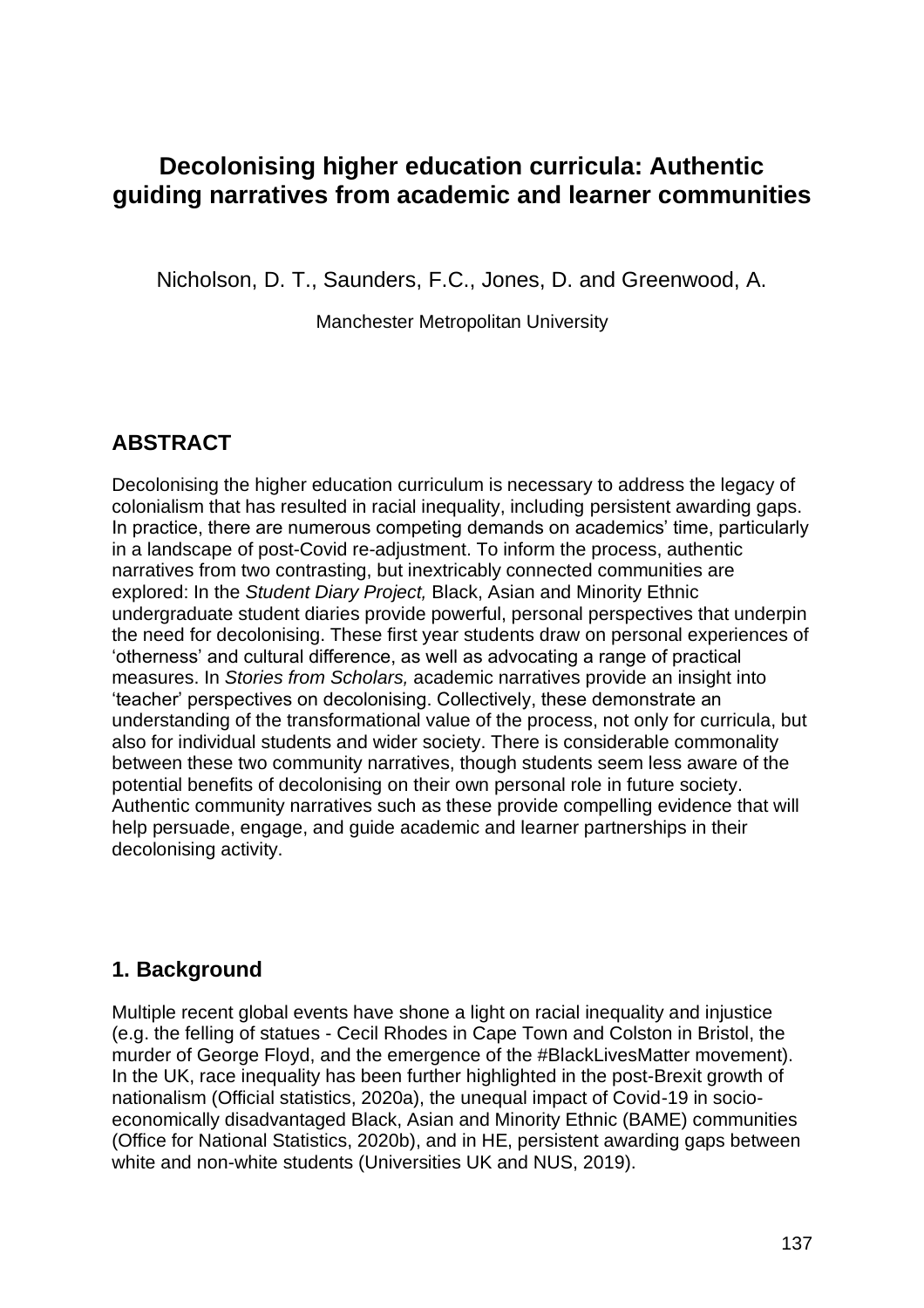# Decolonising higher education curricula: Authentic guiding narratives from academic and learner communities

Nicholson, D. T., Saunders, F.C., Jones, D. and Greenwood, A.

Manchester Metropolitan University

## ABSTRACT

Decolonising the higher education curriculum is necessary to address the legacy of colonialism that has resulted in racial inequality, including persistent awarding gaps. In practice, there are numerous competing demands on academics' time, particularly in a landscape of post-Covid re-adjustment. To inform the process, authentic narratives from two contrasting, but inextricably connected communities are explored: In the *Student Diary Project,* Black, Asian and Minority Ethnic undergraduate student diaries provide powerful, personal perspectives that underpin the need for decolonising. These first year students draw on personal experiences of 'otherness' and cultural difference, as well as advocating a range of practical measures. In *Stories from Scholars,* academic narratives provide an insight into 'teacher' perspectives on decolonising. Collectively, these demonstrate an understanding of the transformational value of the process, not only for curricula, but also for individual students and wider society. There is considerable commonality between these two community narratives, though students seem less aware of the potential benefits of decolonising on their own personal role in future society. Authentic community narratives such as these provide compelling evidence that will help persuade, engage, and guide academic and learner partnerships in their decolonising activity.

## 1. Background

Multiple recent global events have shone a light on racial inequality and injustice (e.g. the felling of statues - Cecil Rhodes in Cape Town and Colston in Bristol, the murder of George Floyd, and the emergence of the #BlackLivesMatter movement). In the UK, race inequality has been further highlighted in the post-Brexit growth of nationalism (Official statistics, 2020a), the unequal impact of Covid-19 in socio-economically disadvantaged Black, Asian and Minority Ethnic (BAME) communities (Office for National Statistics, 2020b), and in HE, persistent awarding gaps between white and non-white students (Universities UK and NUS, 2019).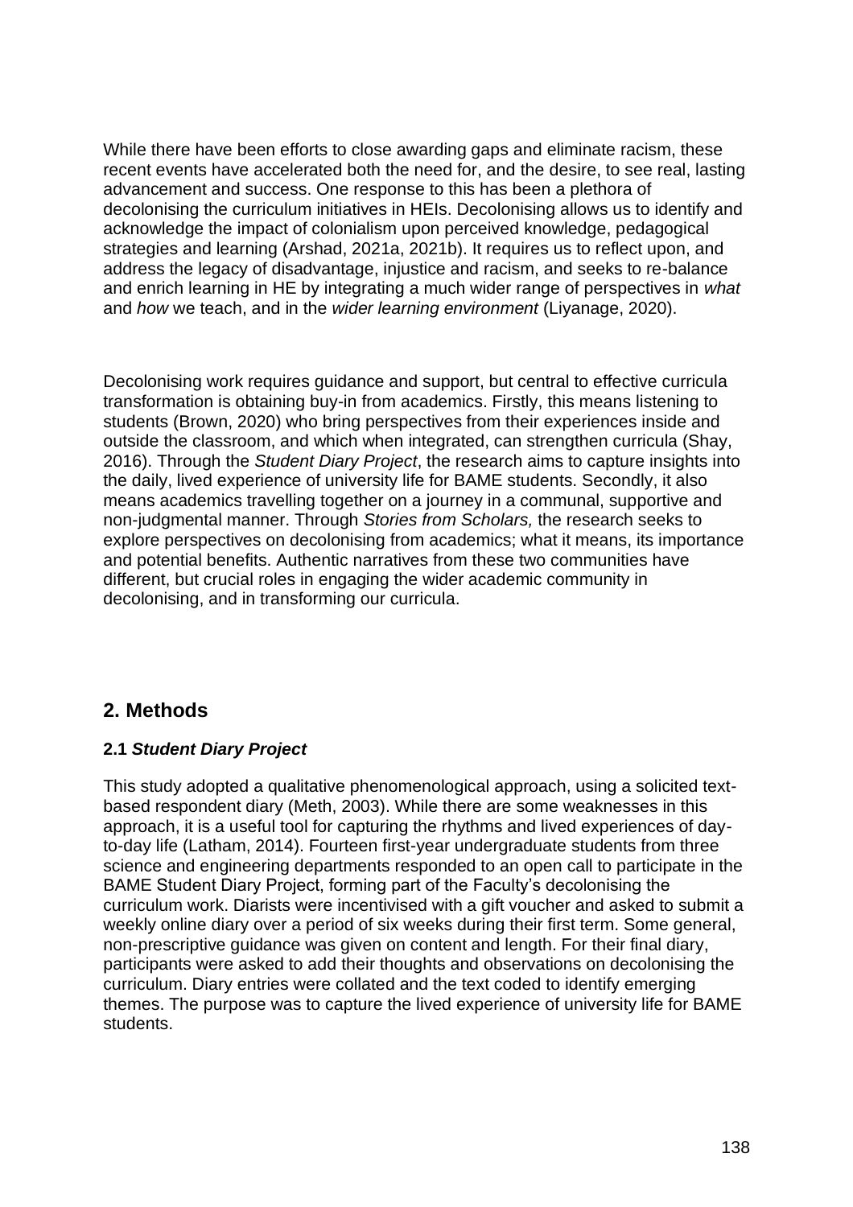While there have been efforts to close awarding gaps and eliminate racism, these recent events have accelerated both the need for, and the desire, to see real, lasting advancement and success. One response to this has been a plethora of decolonising the curriculum initiatives in HEIs. Decolonising allows us to identify and acknowledge the impact of colonialism upon perceived knowledge, pedagogical strategies and learning (Arshad, 2021a, 2021b). It requires us to reflect upon, and address the legacy of disadvantage, injustice and racism, and seeks to re-balance and enrich learning in HE by integrating a much wider range of perspectives in *what* and *how* we teach, and in the *wider learning environment* (Liyanage, 2020).

Decolonising work requires guidance and support, but central to effective curricula transformation is obtaining buy-in from academics. Firstly, this means listening to students (Brown, 2020) who bring perspectives from their experiences inside and outside the classroom, and which when integrated, can strengthen curricula (Shay, 2016). Through the *Student Diary Project*, the research aims to capture insights into the daily, lived experience of university life for BAME students. Secondly, it also means academics travelling together on a journey in a communal, supportive and non-judgmental manner. Through *Stories from Scholars,* the research seeks to explore perspectives on decolonising from academics; what it means, its importance and potential benefits. Authentic narratives from these two communities have different, but crucial roles in engaging the wider academic community in decolonising, and in transforming our curricula.

## 2. Methods

### 2.1 *Student Diary Project*

This study adopted a qualitative phenomenological approach, using a solicited text-based respondent diary (Meth, 2003). While there are some weaknesses in this approach, it is a useful tool for capturing the rhythms and lived experiences of day-to-day life (Latham, 2014). Fourteen first-year undergraduate students from three science and engineering departments responded to an open call to participate in the BAME Student Diary Project, forming part of the Faculty's decolonising the curriculum work. Diarists were incentivised with a gift voucher and asked to submit a weekly online diary over a period of six weeks during their first term. Some general, non-prescriptive guidance was given on content and length. For their final diary, participants were asked to add their thoughts and observations on decolonising the curriculum. Diary entries were collated and the text coded to identify emerging themes. The purpose was to capture the lived experience of university life for BAME students.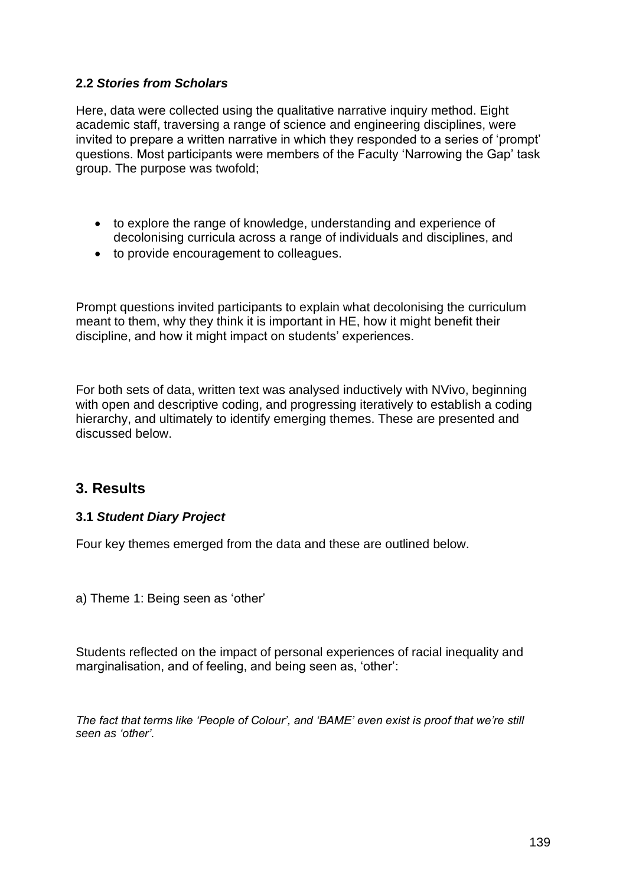### 2.2 *Stories from Scholars*

Here, data were collected using the qualitative narrative inquiry method. Eight academic staff, traversing a range of science and engineering disciplines, were invited to prepare a written narrative in which they responded to a series of 'prompt' questions. Most participants were members of the Faculty 'Narrowing the Gap' task group. The purpose was twofold;

- to explore the range of knowledge, understanding and experience of decolonising curricula across a range of individuals and disciplines, and
- to provide encouragement to colleagues.

Prompt questions invited participants to explain what decolonising the curriculum meant to them, why they think it is important in HE, how it might benefit their discipline, and how it might impact on students' experiences.

For both sets of data, written text was analysed inductively with NVivo, beginning with open and descriptive coding, and progressing iteratively to establish a coding hierarchy, and ultimately to identify emerging themes. These are presented and discussed below.

## 3. Results

### 3.1 *Student Diary Project*

Four key themes emerged from the data and these are outlined below.

a) Theme 1: Being seen as 'other'

Students reflected on the impact of personal experiences of racial inequality and marginalisation, and of feeling, and being seen as, 'other':

*The fact that terms like 'People of Colour', and 'BAME' even exist is proof that we're still seen as 'other'.*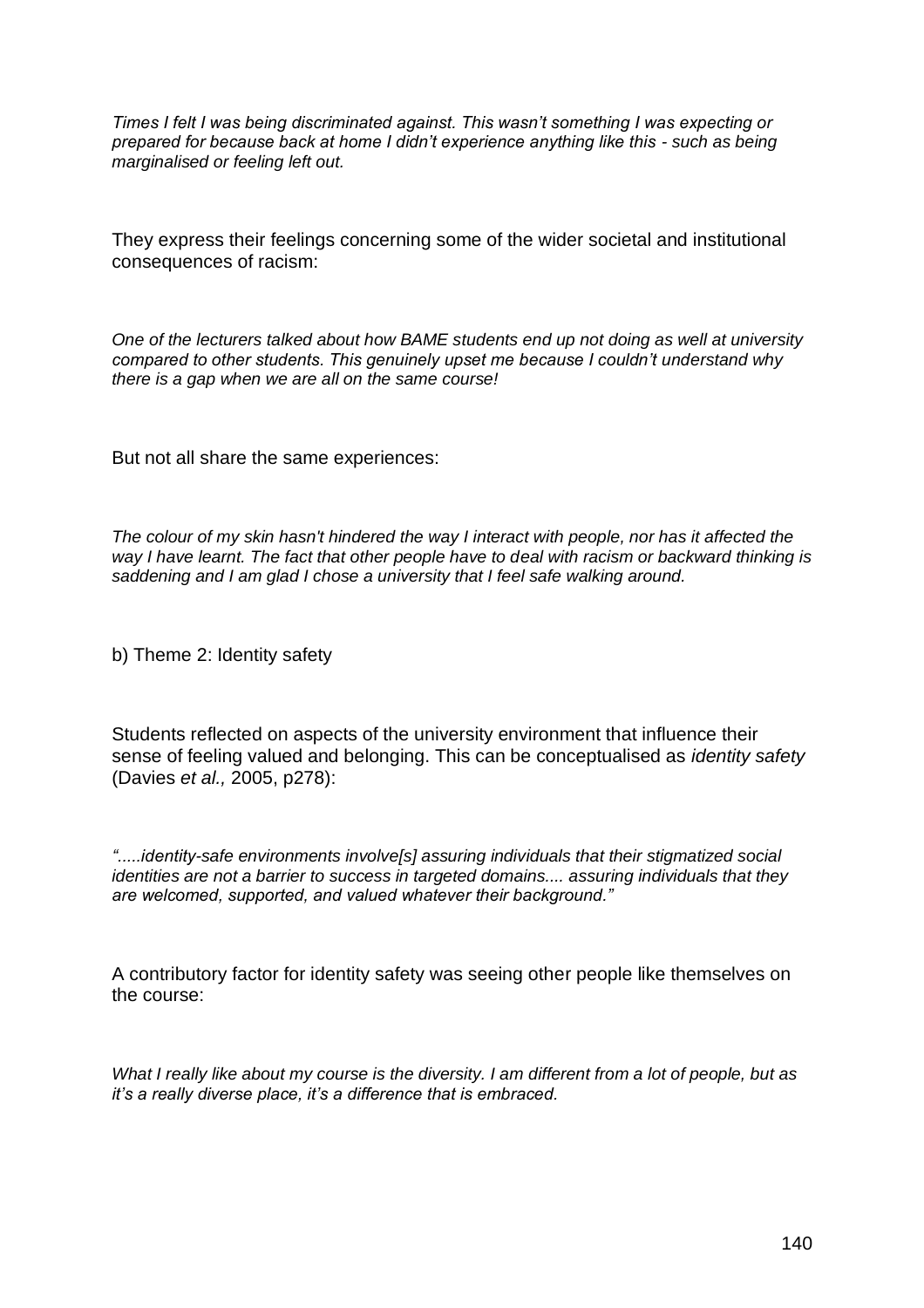*Times I felt I was being discriminated against. This wasn't something I was expecting or prepared for because back at home I didn't experience anything like this - such as being marginalised or feeling left out.*

They express their feelings concerning some of the wider societal and institutional consequences of racism:

*One of the lecturers talked about how BAME students end up not doing as well at university compared to other students. This genuinely upset me because I couldn't understand why there is a gap when we are all on the same course!*

But not all share the same experiences:

*The colour of my skin hasn't hindered the way I interact with people, nor has it affected the way I have learnt. The fact that other people have to deal with racism or backward thinking is saddening and I am glad I chose a university that I feel safe walking around.*

b) Theme 2: Identity safety

Students reflected on aspects of the university environment that influence their sense of feeling valued and belonging. This can be conceptualised as *identity safety* (Davies *et al.,* 2005, p278):

*".....identity-safe environments involve[s] assuring individuals that their stigmatized social identities are not a barrier to success in targeted domains.... assuring individuals that they are welcomed, supported, and valued whatever their background."*

A contributory factor for identity safety was seeing other people like themselves on the course:

*What I really like about my course is the diversity. I am different from a lot of people, but as it's a really diverse place, it's a difference that is embraced.*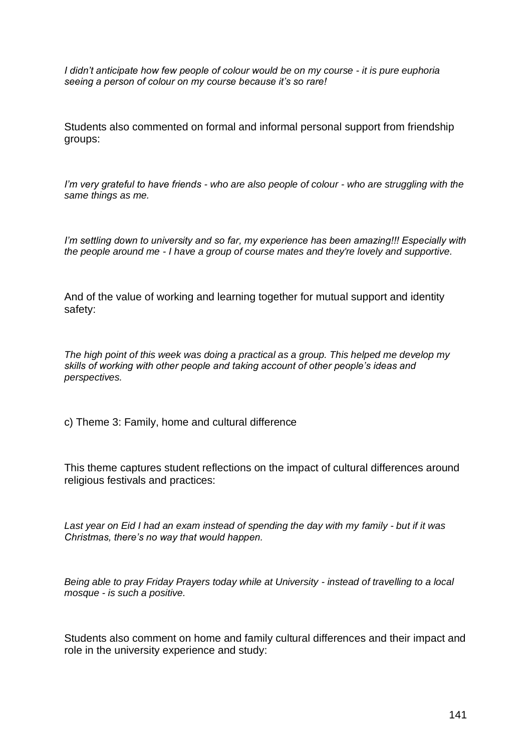*I didn't anticipate how few people of colour would be on my course - it is pure euphoria seeing a person of colour on my course because it's so rare!*

Students also commented on formal and informal personal support from friendship groups:

*I'm very grateful to have friends - who are also people of colour - who are struggling with the same things as me.*

*I'm settling down to university and so far, my experience has been amazing!!! Especially with the people around me - I have a group of course mates and they're lovely and supportive.*

And of the value of working and learning together for mutual support and identity safety:

*The high point of this week was doing a practical as a group. This helped me develop my skills of working with other people and taking account of other people's ideas and perspectives.*

c) Theme 3: Family, home and cultural difference

This theme captures student reflections on the impact of cultural differences around religious festivals and practices:

*Last year on Eid I had an exam instead of spending the day with my family - but if it was Christmas, there's no way that would happen.*

*Being able to pray Friday Prayers today while at University - instead of travelling to a local mosque - is such a positive.*

Students also comment on home and family cultural differences and their impact and role in the university experience and study: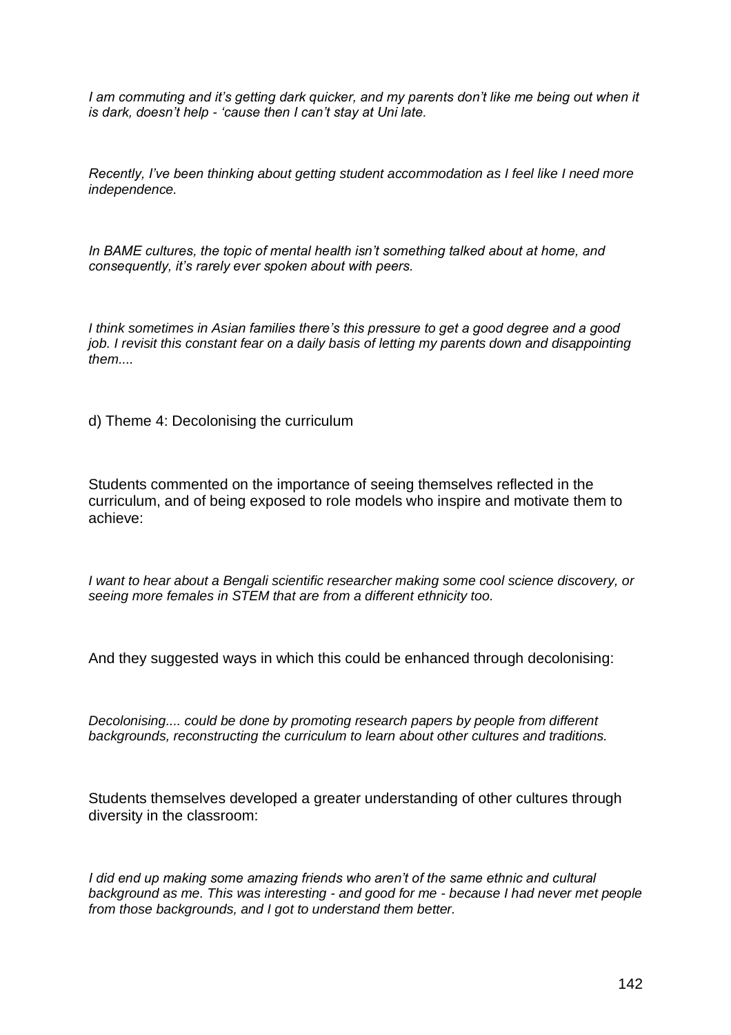*I am commuting and it's getting dark quicker, and my parents don't like me being out when it is dark, doesn't help - 'cause then I can't stay at Uni late.*

*Recently, I've been thinking about getting student accommodation as I feel like I need more independence.*

*In BAME cultures, the topic of mental health isn't something talked about at home, and consequently, it's rarely ever spoken about with peers.*

*I think sometimes in Asian families there's this pressure to get a good degree and a good job. I revisit this constant fear on a daily basis of letting my parents down and disappointing them....*

d) Theme 4: Decolonising the curriculum

Students commented on the importance of seeing themselves reflected in the curriculum, and of being exposed to role models who inspire and motivate them to achieve:

*I want to hear about a Bengali scientific researcher making some cool science discovery, or seeing more females in STEM that are from a different ethnicity too.*

And they suggested ways in which this could be enhanced through decolonising:

*Decolonising.... could be done by promoting research papers by people from different backgrounds, reconstructing the curriculum to learn about other cultures and traditions.*

Students themselves developed a greater understanding of other cultures through diversity in the classroom:

*I did end up making some amazing friends who aren't of the same ethnic and cultural background as me. This was interesting - and good for me - because I had never met people from those backgrounds, and I got to understand them better.*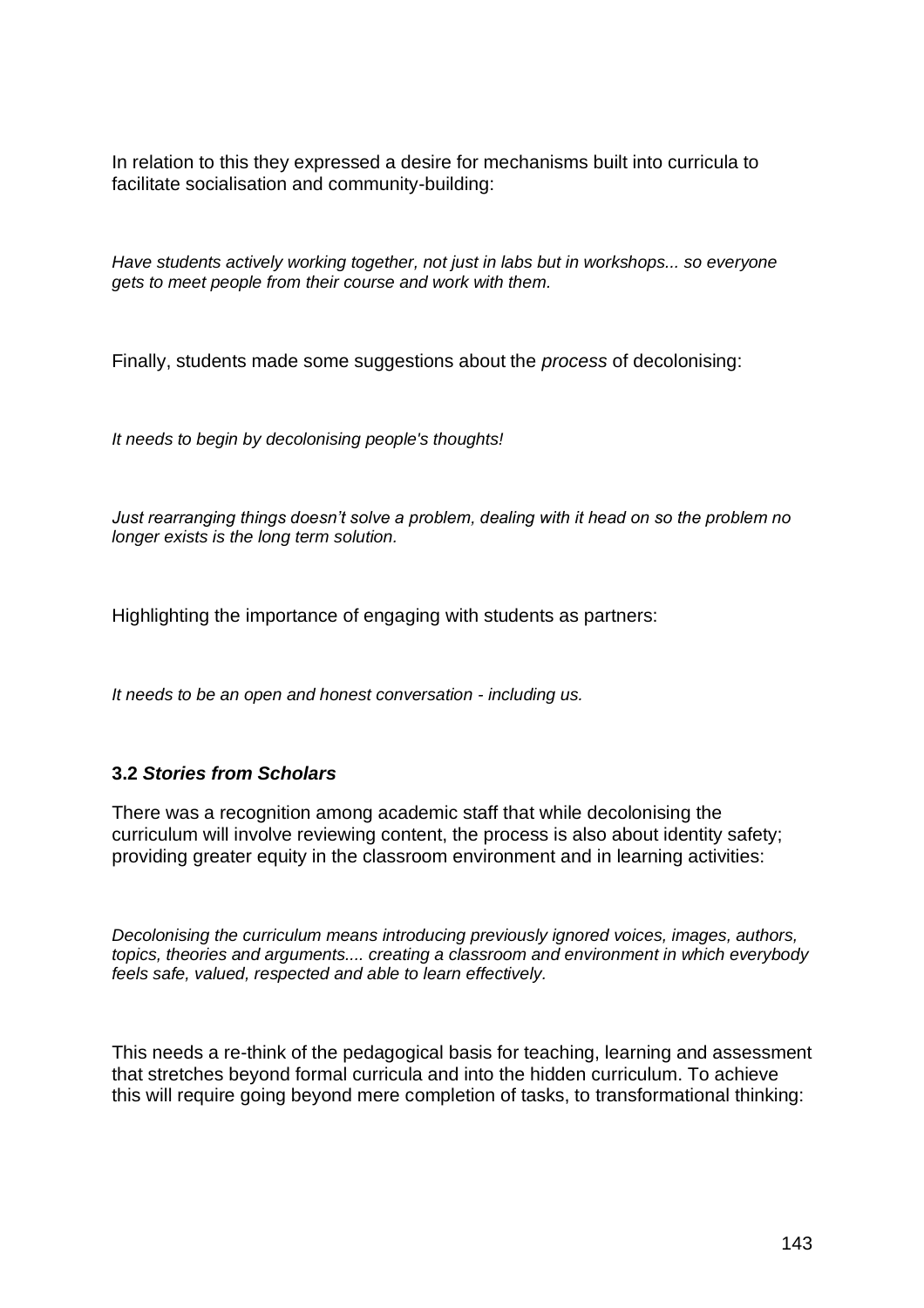In relation to this they expressed a desire for mechanisms built into curricula to facilitate socialisation and community-building:

*Have students actively working together, not just in labs but in workshops... so everyone gets to meet people from their course and work with them.*

Finally, students made some suggestions about the *process* of decolonising:

*It needs to begin by decolonising people's thoughts!*

*Just rearranging things doesn't solve a problem, dealing with it head on so the problem no longer exists is the long term solution.*

Highlighting the importance of engaging with students as partners:

*It needs to be an open and honest conversation - including us.*

### 3.2 *Stories from Scholars*

There was a recognition among academic staff that while decolonising the curriculum will involve reviewing content, the process is also about identity safety; providing greater equity in the classroom environment and in learning activities:

*Decolonising the curriculum means introducing previously ignored voices, images, authors, topics, theories and arguments.... creating a classroom and environment in which everybody feels safe, valued, respected and able to learn effectively.*

This needs a re-think of the pedagogical basis for teaching, learning and assessment that stretches beyond formal curricula and into the hidden curriculum. To achieve this will require going beyond mere completion of tasks, to transformational thinking: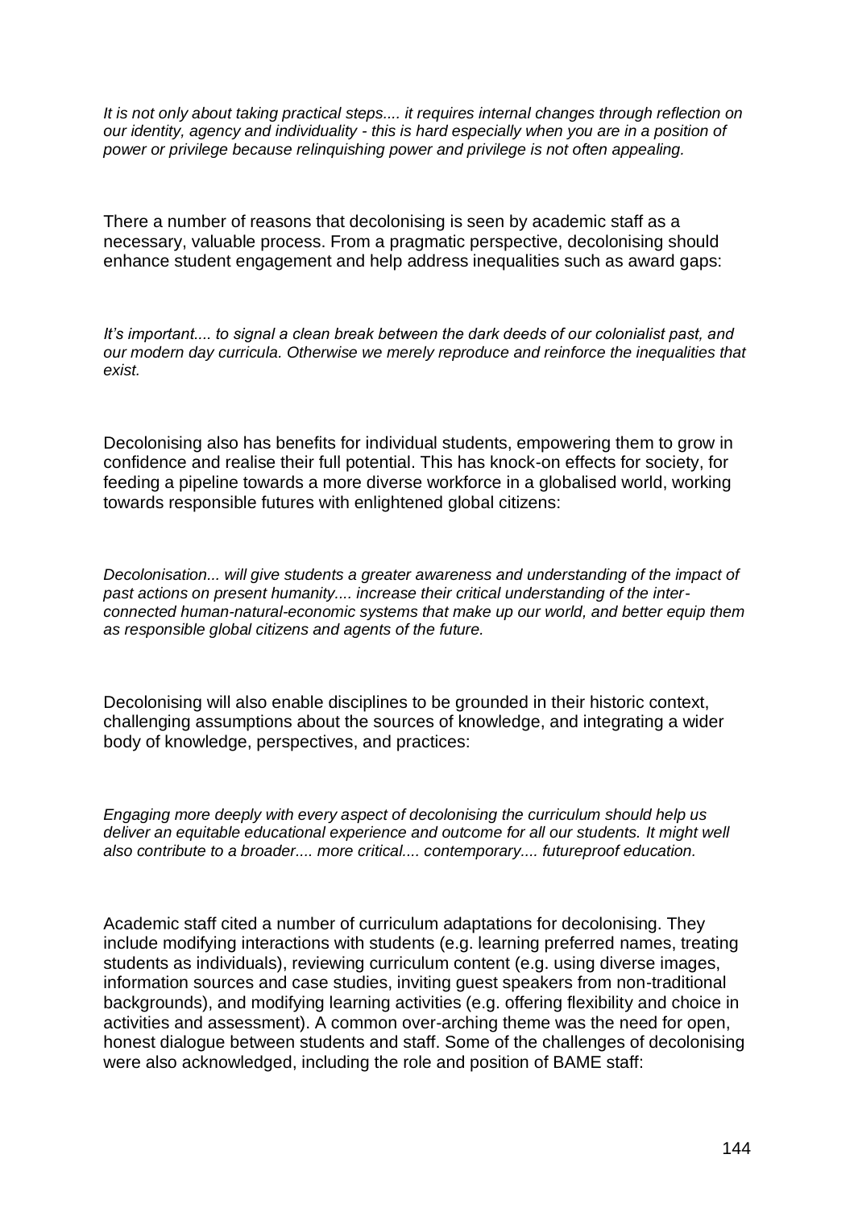*It is not only about taking practical steps.... it requires internal changes through reflection on our identity, agency and individuality - this is hard especially when you are in a position of power or privilege because relinquishing power and privilege is not often appealing.*

There a number of reasons that decolonising is seen by academic staff as a necessary, valuable process. From a pragmatic perspective, decolonising should enhance student engagement and help address inequalities such as award gaps:

*It's important.... to signal a clean break between the dark deeds of our colonialist past, and our modern day curricula. Otherwise we merely reproduce and reinforce the inequalities that exist.*

Decolonising also has benefits for individual students, empowering them to grow in confidence and realise their full potential. This has knock-on effects for society, for feeding a pipeline towards a more diverse workforce in a globalised world, working towards responsible futures with enlightened global citizens:

*Decolonisation... will give students a greater awareness and understanding of the impact of past actions on present humanity.... increase their critical understanding of the inter-connected human-natural-economic systems that make up our world, and better equip them as responsible global citizens and agents of the future.*

Decolonising will also enable disciplines to be grounded in their historic context, challenging assumptions about the sources of knowledge, and integrating a wider body of knowledge, perspectives, and practices:

*Engaging more deeply with every aspect of decolonising the curriculum should help us deliver an equitable educational experience and outcome for all our students. It might well also contribute to a broader.... more critical.... contemporary.... futureproof education.*

Academic staff cited a number of curriculum adaptations for decolonising. They include modifying interactions with students (e.g. learning preferred names, treating students as individuals), reviewing curriculum content (e.g. using diverse images, information sources and case studies, inviting guest speakers from non-traditional backgrounds), and modifying learning activities (e.g. offering flexibility and choice in activities and assessment). A common over-arching theme was the need for open, honest dialogue between students and staff. Some of the challenges of decolonising were also acknowledged, including the role and position of BAME staff: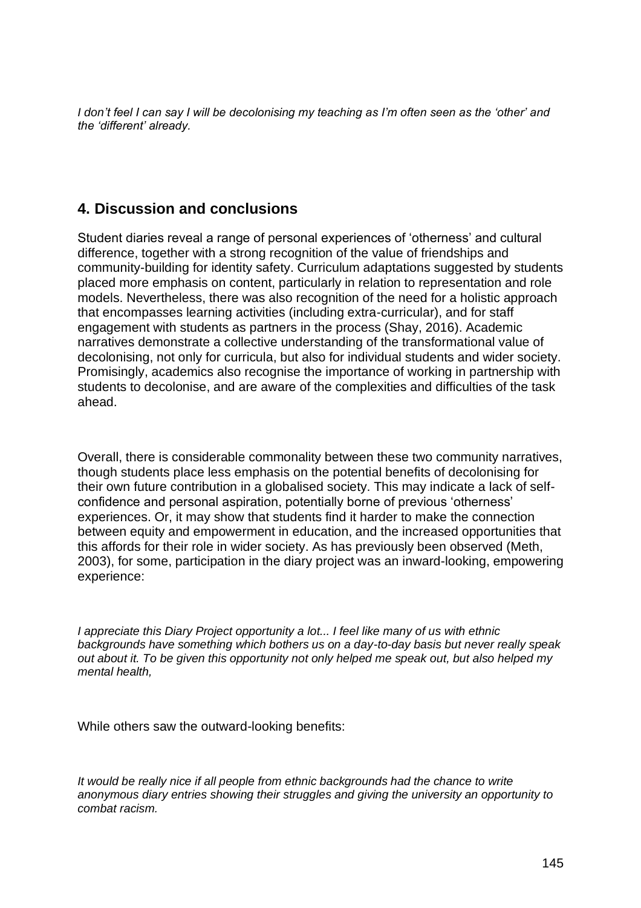*I don't feel I can say I will be decolonising my teaching as I'm often seen as the 'other' and the 'different' already.*

## 4. Discussion and conclusions

Student diaries reveal a range of personal experiences of 'otherness' and cultural difference, together with a strong recognition of the value of friendships and community-building for identity safety. Curriculum adaptations suggested by students placed more emphasis on content, particularly in relation to representation and role models. Nevertheless, there was also recognition of the need for a holistic approach that encompasses learning activities (including extra-curricular), and for staff engagement with students as partners in the process (Shay, 2016). Academic narratives demonstrate a collective understanding of the transformational value of decolonising, not only for curricula, but also for individual students and wider society. Promisingly, academics also recognise the importance of working in partnership with students to decolonise, and are aware of the complexities and difficulties of the task ahead.

Overall, there is considerable commonality between these two community narratives, though students place less emphasis on the potential benefits of decolonising for their own future contribution in a globalised society. This may indicate a lack of self-confidence and personal aspiration, potentially borne of previous 'otherness' experiences. Or, it may show that students find it harder to make the connection between equity and empowerment in education, and the increased opportunities that this affords for their role in wider society. As has previously been observed (Meth, 2003), for some, participation in the diary project was an inward-looking, empowering experience:

*I appreciate this Diary Project opportunity a lot... I feel like many of us with ethnic backgrounds have something which bothers us on a day-to-day basis but never really speak out about it. To be given this opportunity not only helped me speak out, but also helped my mental health,*

While others saw the outward-looking benefits:

*It would be really nice if all people from ethnic backgrounds had the chance to write anonymous diary entries showing their struggles and giving the university an opportunity to combat racism.*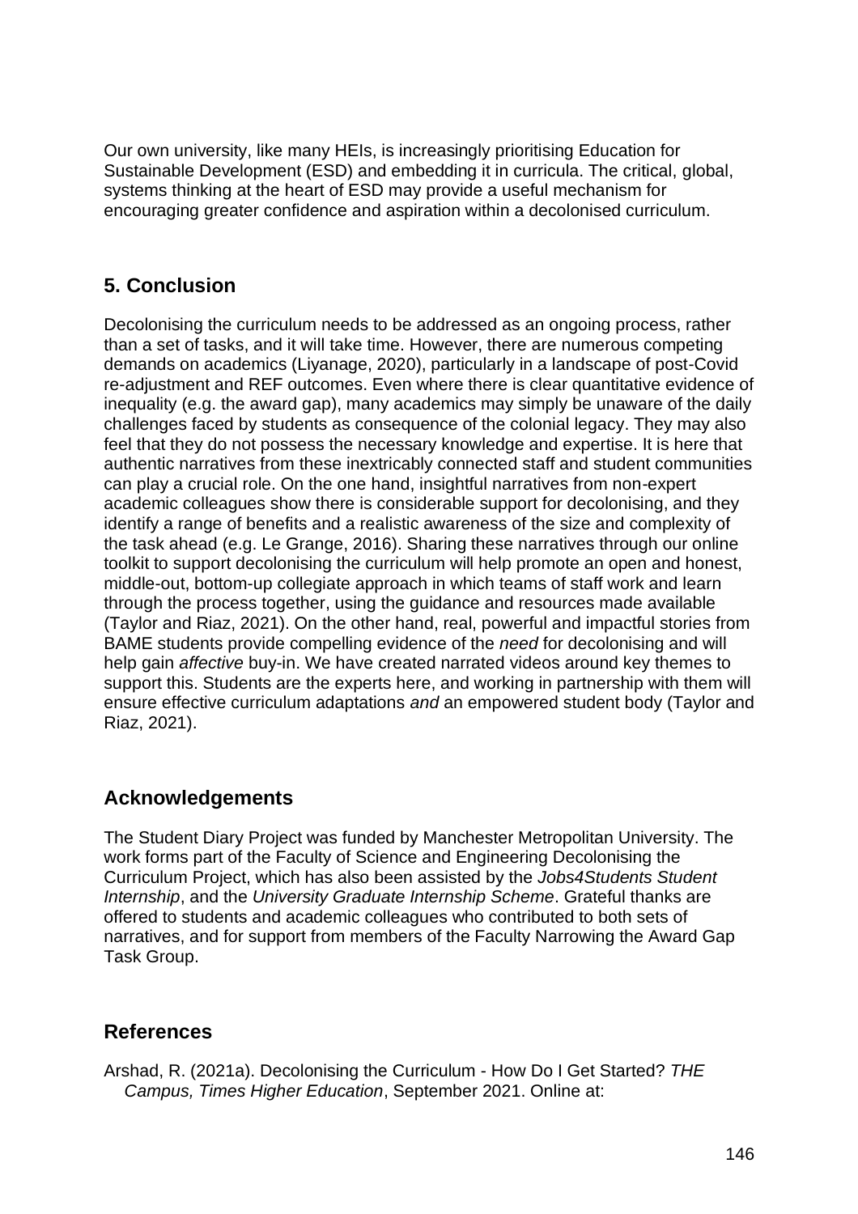Our own university, like many HEIs, is increasingly prioritising Education for Sustainable Development (ESD) and embedding it in curricula. The critical, global, systems thinking at the heart of ESD may provide a useful mechanism for encouraging greater confidence and aspiration within a decolonised curriculum.

## 5. Conclusion

Decolonising the curriculum needs to be addressed as an ongoing process, rather than a set of tasks, and it will take time. However, there are numerous competing demands on academics (Liyanage, 2020), particularly in a landscape of post-Covid re-adjustment and REF outcomes. Even where there is clear quantitative evidence of inequality (e.g. the award gap), many academics may simply be unaware of the daily challenges faced by students as consequence of the colonial legacy. They may also feel that they do not possess the necessary knowledge and expertise. It is here that authentic narratives from these inextricably connected staff and student communities can play a crucial role. On the one hand, insightful narratives from non-expert academic colleagues show there is considerable support for decolonising, and they identify a range of benefits and a realistic awareness of the size and complexity of the task ahead (e.g. Le Grange, 2016). Sharing these narratives through our online toolkit to support decolonising the curriculum will help promote an open and honest, middle-out, bottom-up collegiate approach in which teams of staff work and learn through the process together, using the guidance and resources made available (Taylor and Riaz, 2021). On the other hand, real, powerful and impactful stories from BAME students provide compelling evidence of the *need* for decolonising and will help gain *affective* buy-in. We have created narrated videos around key themes to support this. Students are the experts here, and working in partnership with them will ensure effective curriculum adaptations *and* an empowered student body (Taylor and Riaz, 2021).

## Acknowledgements

The Student Diary Project was funded by Manchester Metropolitan University. The work forms part of the Faculty of Science and Engineering Decolonising the Curriculum Project, which has also been assisted by the *Jobs4Students Student Internship*, and the *University Graduate Internship Scheme*. Grateful thanks are offered to students and academic colleagues who contributed to both sets of narratives, and for support from members of the Faculty Narrowing the Award Gap Task Group.

## References

Arshad, R. (2021a). Decolonising the Curriculum - How Do I Get Started? *THE Campus, Times Higher Education*, September 2021. Online at: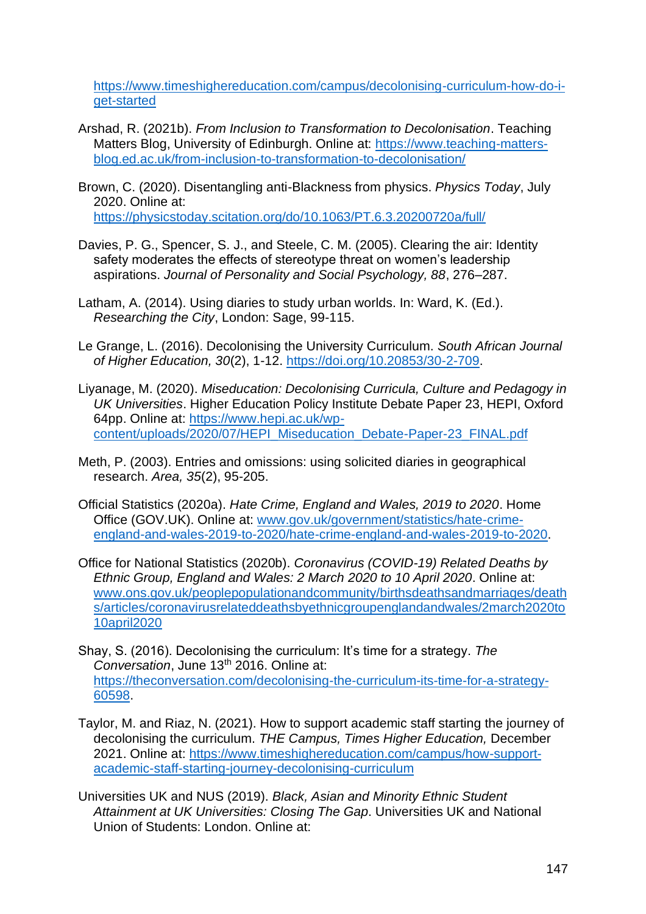https://www.timeshighereducation.com/campus/decolonising-curriculum-how-do-i-get-started

Arshad, R. (2021b). *From Inclusion to Transformation to Decolonisation*. Teaching Matters Blog, University of Edinburgh. Online at: https://www.teaching-matters-blog.ed.ac.uk/from-inclusion-to-transformation-to-decolonisation/

Brown, C. (2020). Disentangling anti-Blackness from physics. *Physics Today*, July 2020. Online at: https://physicstoday.scitation.org/do/10.1063/PT.6.3.20200720a/full/

Davies, P. G., Spencer, S. J., and Steele, C. M. (2005). Clearing the air: Identity safety moderates the effects of stereotype threat on women's leadership aspirations. *Journal of Personality and Social Psychology, 88*, 276–287.

Latham, A. (2014). Using diaries to study urban worlds. In: Ward, K. (Ed.). *Researching the City*, London: Sage, 99-115.

Le Grange, L. (2016). Decolonising the University Curriculum. *South African Journal of Higher Education, 30*(2), 1-12. https://doi.org/10.20853/30-2-709.

Liyanage, M. (2020). *Miseducation: Decolonising Curricula, Culture and Pedagogy in UK Universities*. Higher Education Policy Institute Debate Paper 23, HEPI, Oxford 64pp. Online at: https://www.hepi.ac.uk/wp-content/uploads/2020/07/HEPI_Miseducation_Debate-Paper-23_FINAL.pdf

Meth, P. (2003). Entries and omissions: using solicited diaries in geographical research. *Area, 35*(2), 95-205.

Official Statistics (2020a). *Hate Crime, England and Wales, 2019 to 2020*. Home Office (GOV.UK). Online at: www.gov.uk/government/statistics/hate-crime-england-and-wales-2019-to-2020/hate-crime-england-and-wales-2019-to-2020.

Office for National Statistics (2020b). *Coronavirus (COVID-19) Related Deaths by Ethnic Group, England and Wales: 2 March 2020 to 10 April 2020*. Online at: www.ons.gov.uk/peoplepopulationandcommunity/birthsdeathsandmarriages/deaths/articles/coronavirusrelateddeathsbyethnicgroupenglandandwales/2march2020to10april2020

Shay, S. (2016). Decolonising the curriculum: It's time for a strategy. *The Conversation*, June 13th 2016. Online at: https://theconversation.com/decolonising-the-curriculum-its-time-for-a-strategy-60598.

Taylor, M. and Riaz, N. (2021). How to support academic staff starting the journey of decolonising the curriculum. *THE Campus, Times Higher Education,* December 2021. Online at: https://www.timeshighereducation.com/campus/how-support-academic-staff-starting-journey-decolonising-curriculum

Universities UK and NUS (2019). *Black, Asian and Minority Ethnic Student Attainment at UK Universities: Closing The Gap*. Universities UK and National Union of Students: London. Online at: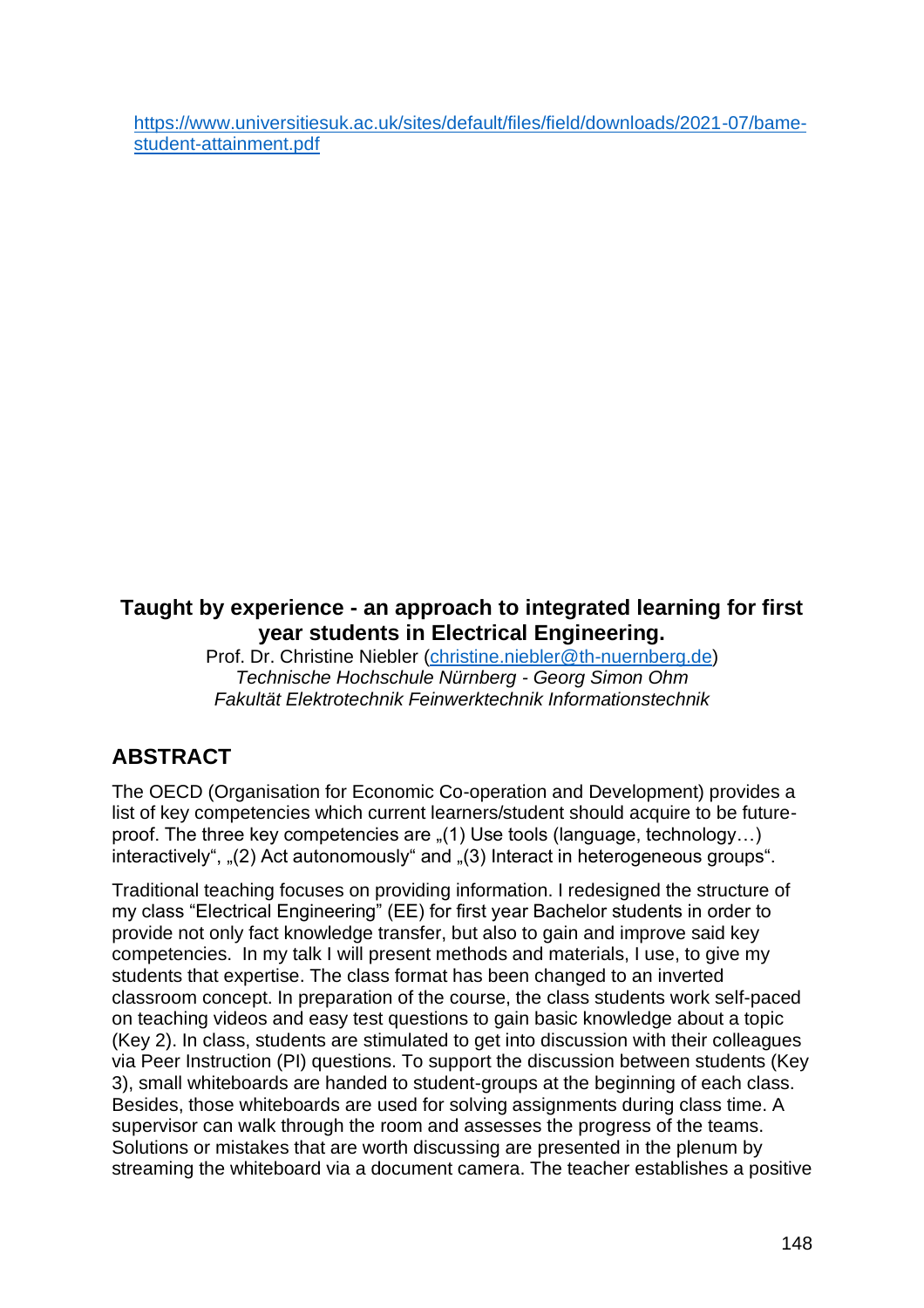https://www.universitiesuk.ac.uk/sites/default/files/field/downloads/2021-07/bame-student-attainment.pdf

## Taught by experience - an approach to integrated learning for first year students in Electrical Engineering.

Prof. Dr. Christine Niebler (christine.niebler@th-nuernberg.de)
*Technische Hochschule Nürnberg - Georg Simon Ohm*
*Fakultät Elektrotechnik Feinwerktechnik Informationstechnik*

## ABSTRACT

The OECD (Organisation for Economic Co-operation and Development) provides a list of key competencies which current learners/student should acquire to be future-proof. The three key competencies are „(1) Use tools (language, technology…) interactively", „(2) Act autonomously" and „(3) Interact in heterogeneous groups".

Traditional teaching focuses on providing information. I redesigned the structure of my class "Electrical Engineering" (EE) for first year Bachelor students in order to provide not only fact knowledge transfer, but also to gain and improve said key competencies. In my talk I will present methods and materials, I use, to give my students that expertise. The class format has been changed to an inverted classroom concept. In preparation of the course, the class students work self-paced on teaching videos and easy test questions to gain basic knowledge about a topic (Key 2). In class, students are stimulated to get into discussion with their colleagues via Peer Instruction (PI) questions. To support the discussion between students (Key 3), small whiteboards are handed to student-groups at the beginning of each class. Besides, those whiteboards are used for solving assignments during class time. A supervisor can walk through the room and assesses the progress of the teams. Solutions or mistakes that are worth discussing are presented in the plenum by streaming the whiteboard via a document camera. The teacher establishes a positive